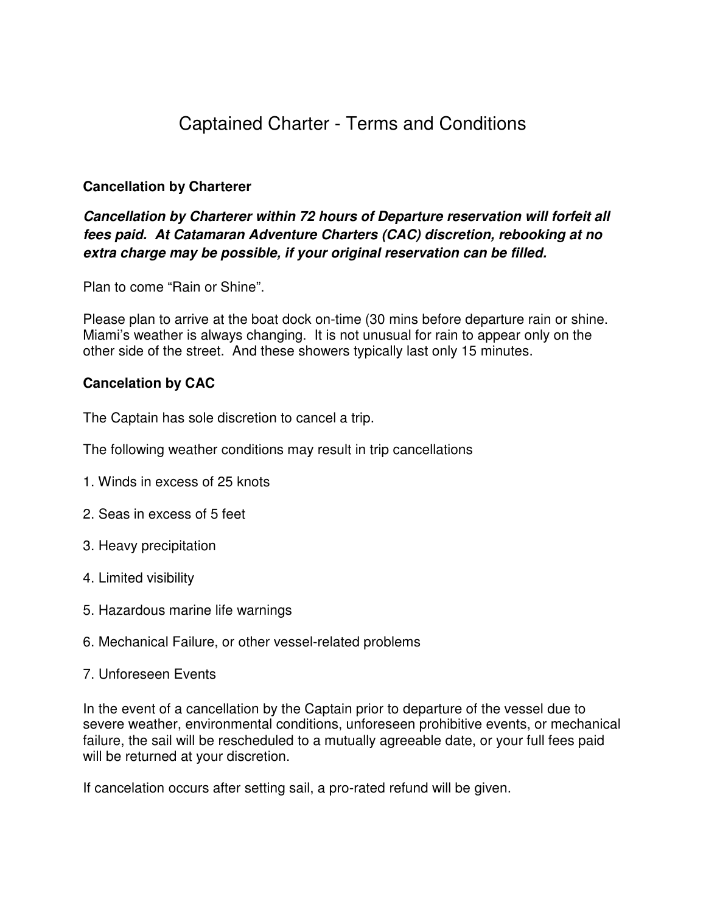# Captained Charter - Terms and Conditions

**Cancellation by Charterer**

***Cancellation by Charterer within 72 hours of Departure reservation will forfeit all fees paid. At Catamaran Adventure Charters (CAC) discretion, rebooking at no extra charge may be possible, if your original reservation can be filled.***

Plan to come “Rain or Shine”.

Please plan to arrive at the boat dock on-time (30 mins before departure rain or shine. Miami’s weather is always changing. It is not unusual for rain to appear only on the other side of the street. And these showers typically last only 15 minutes.

**Cancelation by CAC**

The Captain has sole discretion to cancel a trip.

The following weather conditions may result in trip cancellations

1. Winds in excess of 25 knots
2. Seas in excess of 5 feet
3. Heavy precipitation
4. Limited visibility
5. Hazardous marine life warnings
6. Mechanical Failure, or other vessel-related problems
7. Unforeseen Events

In the event of a cancellation by the Captain prior to departure of the vessel due to severe weather, environmental conditions, unforeseen prohibitive events, or mechanical failure, the sail will be rescheduled to a mutually agreeable date, or your full fees paid will be returned at your discretion.

If cancelation occurs after setting sail, a pro-rated refund will be given.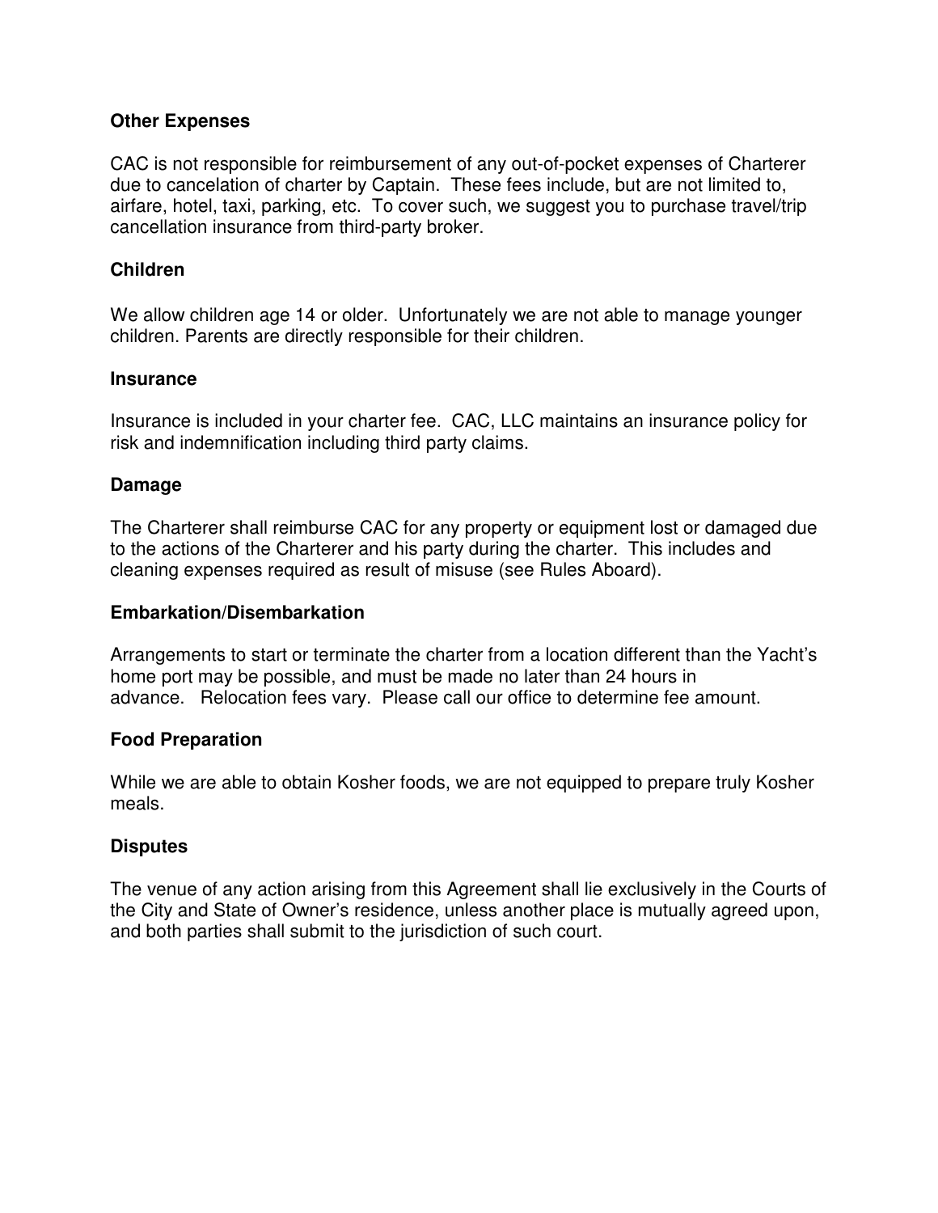## Other Expenses

CAC is not responsible for reimbursement of any out-of-pocket expenses of Charterer due to cancelation of charter by Captain. These fees include, but are not limited to, airfare, hotel, taxi, parking, etc. To cover such, we suggest you to purchase travel/trip cancellation insurance from third-party broker.

## Children

We allow children age 14 or older. Unfortunately we are not able to manage younger children. Parents are directly responsible for their children.

## Insurance

Insurance is included in your charter fee. CAC, LLC maintains an insurance policy for risk and indemnification including third party claims.

## Damage

The Charterer shall reimburse CAC for any property or equipment lost or damaged due to the actions of the Charterer and his party during the charter. This includes and cleaning expenses required as result of misuse (see Rules Aboard).

## Embarkation/Disembarkation

Arrangements to start or terminate the charter from a location different than the Yacht's home port may be possible, and must be made no later than 24 hours in advance. Relocation fees vary. Please call our office to determine fee amount.

## Food Preparation

While we are able to obtain Kosher foods, we are not equipped to prepare truly Kosher meals.

## Disputes

The venue of any action arising from this Agreement shall lie exclusively in the Courts of the City and State of Owner's residence, unless another place is mutually agreed upon, and both parties shall submit to the jurisdiction of such court.